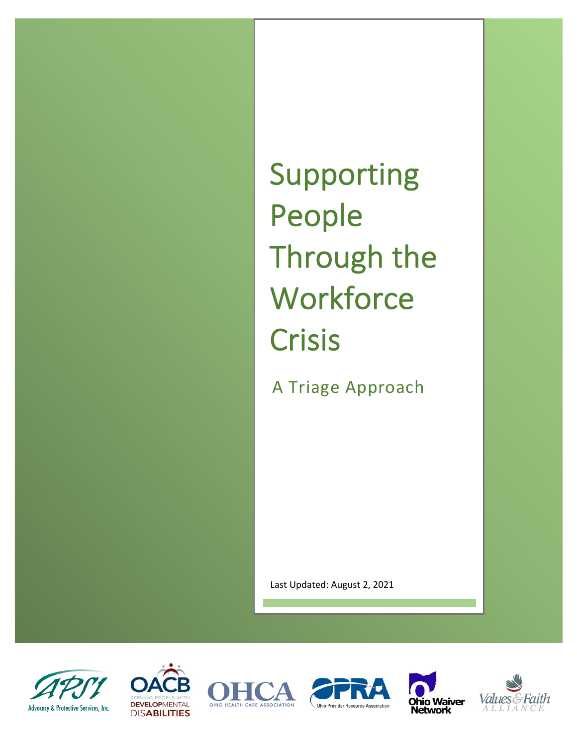# Supporting People Through the Workforce Crisis

## A Triage Approach

Last Updated: August 2, 2021

Advocacy & Protective Services, Inc.

OACB Serving People with Developmental Disabilities

OHCA Ohio Health Care Association

OPRA Ohio Provider Resource Association

Ohio Waiver Network

Values & Faith Alliance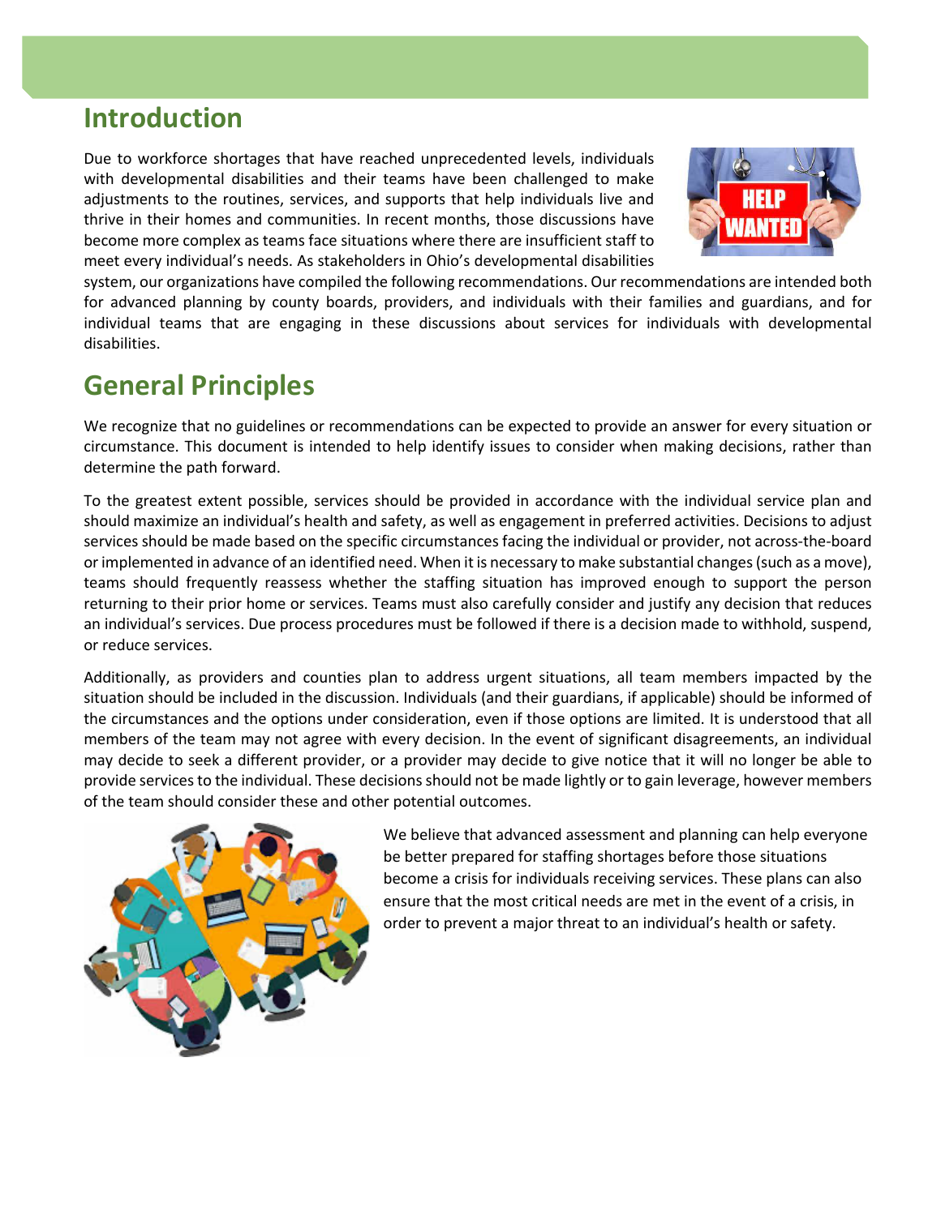## Introduction

Due to workforce shortages that have reached unprecedented levels, individuals with developmental disabilities and their teams have been challenged to make adjustments to the routines, services, and supports that help individuals live and thrive in their homes and communities. In recent months, those discussions have become more complex as teams face situations where there are insufficient staff to meet every individual's needs. As stakeholders in Ohio's developmental disabilities system, our organizations have compiled the following recommendations. Our recommendations are intended both for advanced planning by county boards, providers, and individuals with their families and guardians, and for individual teams that are engaging in these discussions about services for individuals with developmental disabilities.

## General Principles

We recognize that no guidelines or recommendations can be expected to provide an answer for every situation or circumstance. This document is intended to help identify issues to consider when making decisions, rather than determine the path forward.

To the greatest extent possible, services should be provided in accordance with the individual service plan and should maximize an individual's health and safety, as well as engagement in preferred activities. Decisions to adjust services should be made based on the specific circumstances facing the individual or provider, not across-the-board or implemented in advance of an identified need. When it is necessary to make substantial changes (such as a move), teams should frequently reassess whether the staffing situation has improved enough to support the person returning to their prior home or services. Teams must also carefully consider and justify any decision that reduces an individual's services. Due process procedures must be followed if there is a decision made to withhold, suspend, or reduce services.

Additionally, as providers and counties plan to address urgent situations, all team members impacted by the situation should be included in the discussion. Individuals (and their guardians, if applicable) should be informed of the circumstances and the options under consideration, even if those options are limited. It is understood that all members of the team may not agree with every decision. In the event of significant disagreements, an individual may decide to seek a different provider, or a provider may decide to give notice that it will no longer be able to provide services to the individual. These decisions should not be made lightly or to gain leverage, however members of the team should consider these and other potential outcomes.

We believe that advanced assessment and planning can help everyone be better prepared for staffing shortages before those situations become a crisis for individuals receiving services. These plans can also ensure that the most critical needs are met in the event of a crisis, in order to prevent a major threat to an individual's health or safety.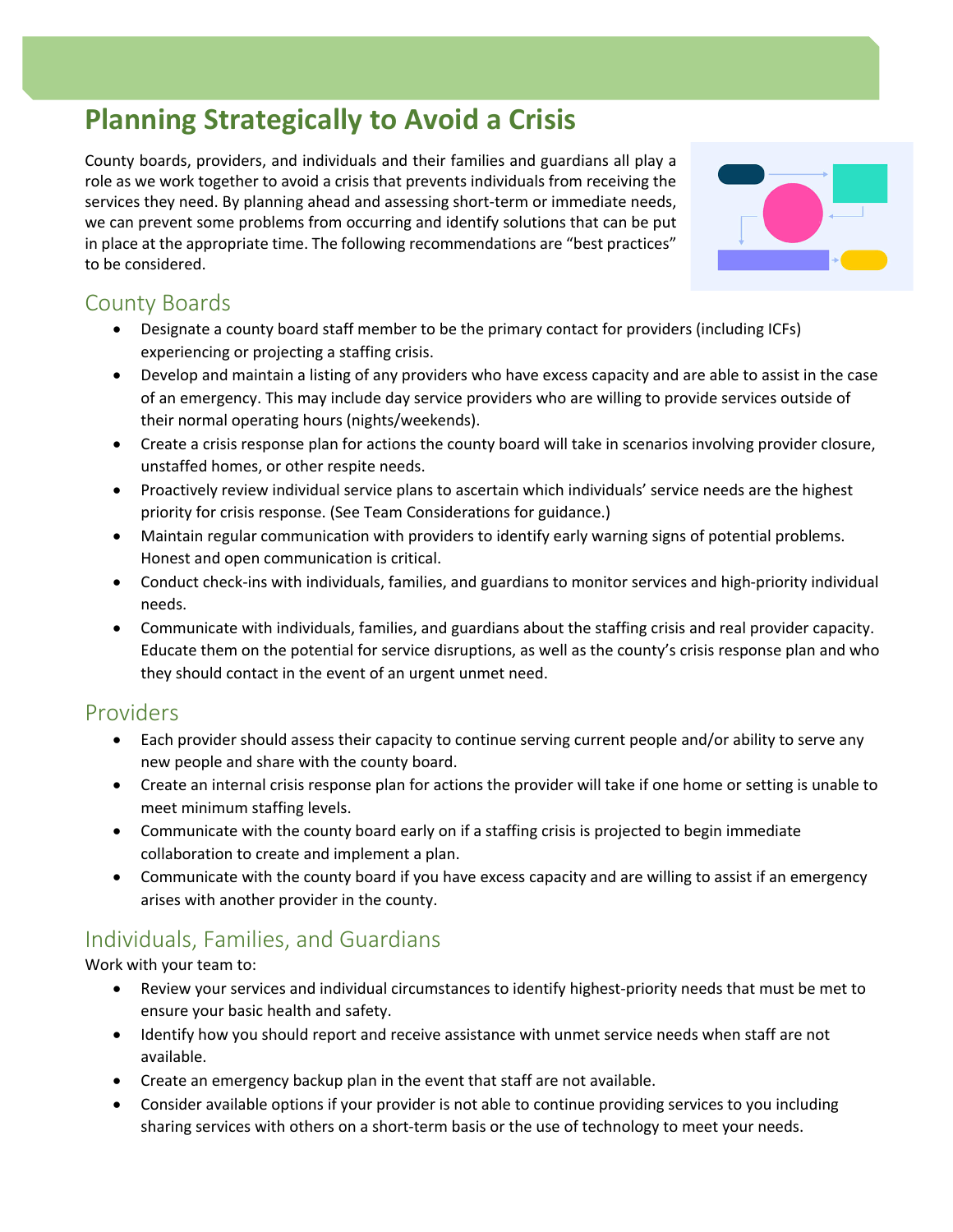# Planning Strategically to Avoid a Crisis

County boards, providers, and individuals and their families and guardians all play a role as we work together to avoid a crisis that prevents individuals from receiving the services they need. By planning ahead and assessing short-term or immediate needs, we can prevent some problems from occurring and identify solutions that can be put in place at the appropriate time. The following recommendations are "best practices" to be considered.

## County Boards

- Designate a county board staff member to be the primary contact for providers (including ICFs) experiencing or projecting a staffing crisis.
- Develop and maintain a listing of any providers who have excess capacity and are able to assist in the case of an emergency. This may include day service providers who are willing to provide services outside of their normal operating hours (nights/weekends).
- Create a crisis response plan for actions the county board will take in scenarios involving provider closure, unstaffed homes, or other respite needs.
- Proactively review individual service plans to ascertain which individuals' service needs are the highest priority for crisis response. (See Team Considerations for guidance.)
- Maintain regular communication with providers to identify early warning signs of potential problems. Honest and open communication is critical.
- Conduct check-ins with individuals, families, and guardians to monitor services and high-priority individual needs.
- Communicate with individuals, families, and guardians about the staffing crisis and real provider capacity. Educate them on the potential for service disruptions, as well as the county's crisis response plan and who they should contact in the event of an urgent unmet need.

## Providers

- Each provider should assess their capacity to continue serving current people and/or ability to serve any new people and share with the county board.
- Create an internal crisis response plan for actions the provider will take if one home or setting is unable to meet minimum staffing levels.
- Communicate with the county board early on if a staffing crisis is projected to begin immediate collaboration to create and implement a plan.
- Communicate with the county board if you have excess capacity and are willing to assist if an emergency arises with another provider in the county.

## Individuals, Families, and Guardians

Work with your team to:

- Review your services and individual circumstances to identify highest-priority needs that must be met to ensure your basic health and safety.
- Identify how you should report and receive assistance with unmet service needs when staff are not available.
- Create an emergency backup plan in the event that staff are not available.
- Consider available options if your provider is not able to continue providing services to you including sharing services with others on a short-term basis or the use of technology to meet your needs.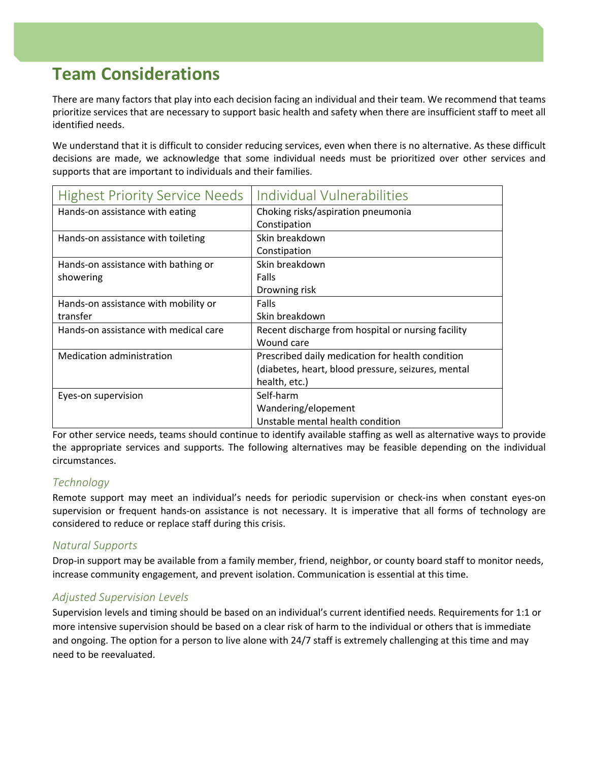# Team Considerations

There are many factors that play into each decision facing an individual and their team. We recommend that teams prioritize services that are necessary to support basic health and safety when there are insufficient staff to meet all identified needs.

We understand that it is difficult to consider reducing services, even when there is no alternative. As these difficult decisions are made, we acknowledge that some individual needs must be prioritized over other services and supports that are important to individuals and their families.

| Highest Priority Service Needs | Individual Vulnerabilities |
|---|---|
| Hands-on assistance with eating | Choking risks/aspiration pneumonia<br>Constipation |
| Hands-on assistance with toileting | Skin breakdown<br>Constipation |
| Hands-on assistance with bathing or showering | Skin breakdown<br>Falls<br>Drowning risk |
| Hands-on assistance with mobility or transfer | Falls<br>Skin breakdown |
| Hands-on assistance with medical care | Recent discharge from hospital or nursing facility<br>Wound care |
| Medication administration | Prescribed daily medication for health condition (diabetes, heart, blood pressure, seizures, mental health, etc.) |
| Eyes-on supervision | Self-harm<br>Wandering/elopement<br>Unstable mental health condition |

For other service needs, teams should continue to identify available staffing as well as alternative ways to provide the appropriate services and supports. The following alternatives may be feasible depending on the individual circumstances.

### *Technology*

Remote support may meet an individual's needs for periodic supervision or check-ins when constant eyes-on supervision or frequent hands-on assistance is not necessary. It is imperative that all forms of technology are considered to reduce or replace staff during this crisis.

### *Natural Supports*

Drop-in support may be available from a family member, friend, neighbor, or county board staff to monitor needs, increase community engagement, and prevent isolation. Communication is essential at this time.

### *Adjusted Supervision Levels*

Supervision levels and timing should be based on an individual's current identified needs. Requirements for 1:1 or more intensive supervision should be based on a clear risk of harm to the individual or others that is immediate and ongoing. The option for a person to live alone with 24/7 staff is extremely challenging at this time and may need to be reevaluated.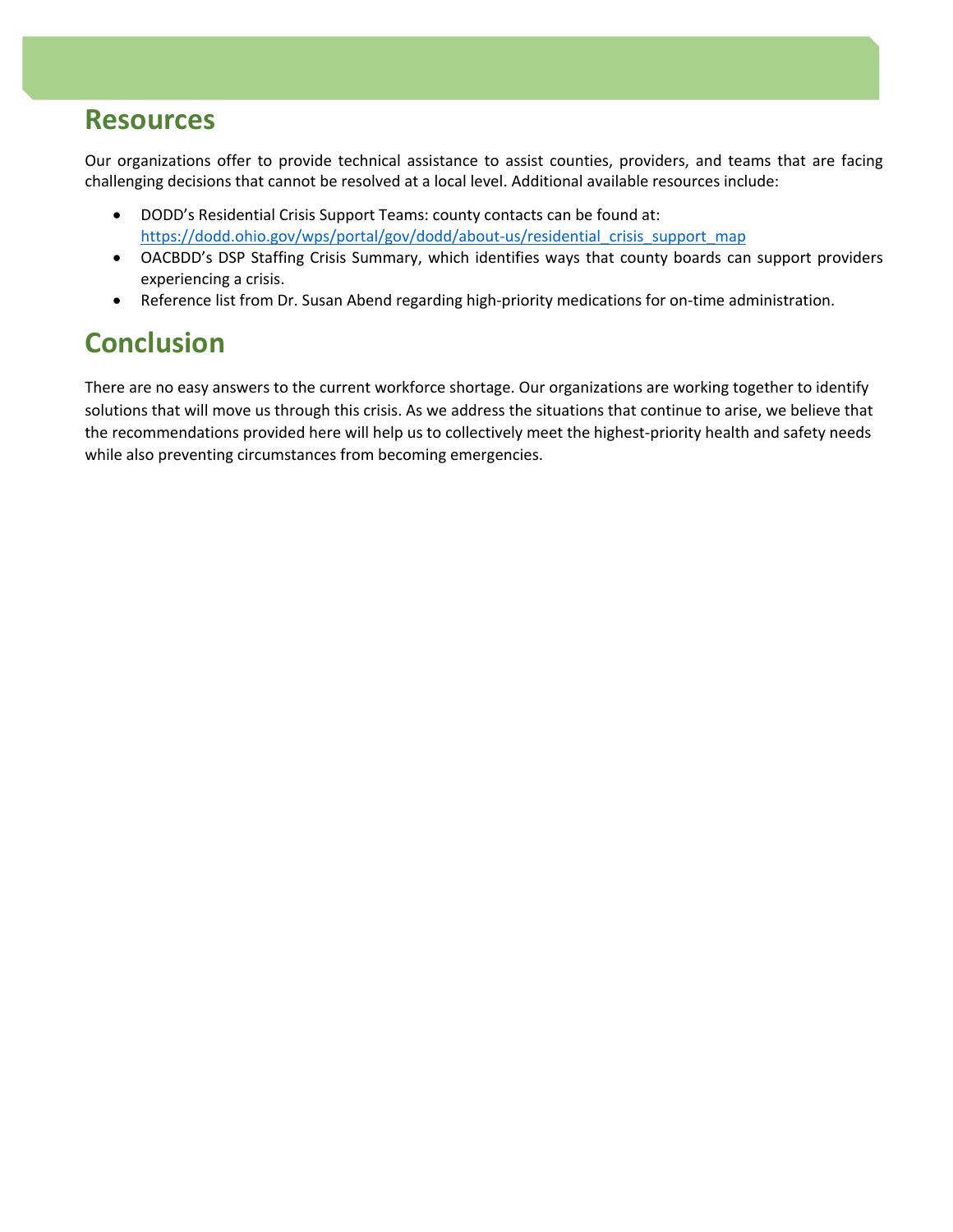## Resources

Our organizations offer to provide technical assistance to assist counties, providers, and teams that are facing challenging decisions that cannot be resolved at a local level. Additional available resources include:

- DODD's Residential Crisis Support Teams: county contacts can be found at: https://dodd.ohio.gov/wps/portal/gov/dodd/about-us/residential_crisis_support_map
- OACBDD's DSP Staffing Crisis Summary, which identifies ways that county boards can support providers experiencing a crisis.
- Reference list from Dr. Susan Abend regarding high-priority medications for on-time administration.

## Conclusion

There are no easy answers to the current workforce shortage. Our organizations are working together to identify solutions that will move us through this crisis. As we address the situations that continue to arise, we believe that the recommendations provided here will help us to collectively meet the highest-priority health and safety needs while also preventing circumstances from becoming emergencies.